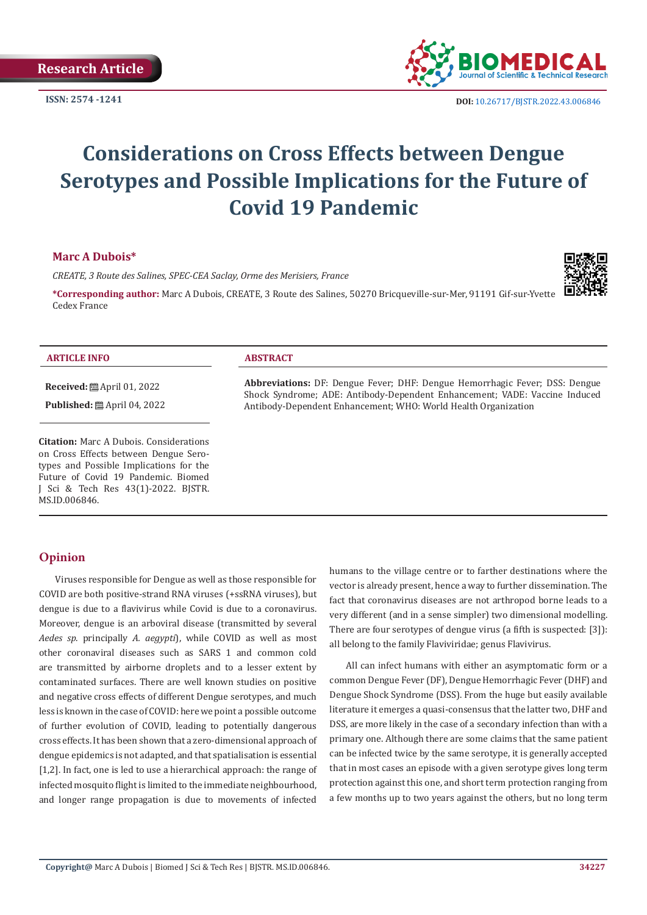Research Article

ISSN: 2574 -1241

DOI: 10.26717/BJSTR.2022.43.006846

# Considerations on Cross Effects between Dengue Serotypes and Possible Implications for the Future of Covid 19 Pandemic

**Marc A Dubois***

*CREATE, 3 Route des Salines, SPEC-CEA Saclay, Orme des Merisiers, France*

***Corresponding author:** Marc A Dubois, CREATE, 3 Route des Salines, 50270 Bricqueville-sur-Mer, 91191 Gif-sur-Yvette Cedex France

**ARTICLE INFO**

**Received:** April 01, 2022

**Published:** April 04, 2022

**Citation:** Marc A Dubois. Considerations on Cross Effects between Dengue Serotypes and Possible Implications for the Future of Covid 19 Pandemic. Biomed J Sci & Tech Res 43(1)-2022. BJSTR. MS.ID.006846.

**ABSTRACT**

**Abbreviations:** DF: Dengue Fever; DHF: Dengue Hemorrhagic Fever; DSS: Dengue Shock Syndrome; ADE: Antibody-Dependent Enhancement; VADE: Vaccine Induced Antibody-Dependent Enhancement; WHO: World Health Organization

## Opinion

Viruses responsible for Dengue as well as those responsible for COVID are both positive-strand RNA viruses (+ssRNA viruses), but dengue is due to a flavivirus while Covid is due to a coronavirus. Moreover, dengue is an arboviral disease (transmitted by several *Aedes sp.* principally *A. aegypti*), while COVID as well as most other coronaviral diseases such as SARS 1 and common cold are transmitted by airborne droplets and to a lesser extent by contaminated surfaces. There are well known studies on positive and negative cross effects of different Dengue serotypes, and much less is known in the case of COVID: here we point a possible outcome of further evolution of COVID, leading to potentially dangerous cross effects. It has been shown that a zero-dimensional approach of dengue epidemics is not adapted, and that spatialisation is essential [1,2]. In fact, one is led to use a hierarchical approach: the range of infected mosquito flight is limited to the immediate neighbourhood, and longer range propagation is due to movements of infected humans to the village centre or to farther destinations where the vector is already present, hence a way to further dissemination. The fact that coronavirus diseases are not arthropod borne leads to a very different (and in a sense simpler) two dimensional modelling. There are four serotypes of dengue virus (a fifth is suspected: [3]): all belong to the family Flaviviridae; genus Flavivirus.

All can infect humans with either an asymptomatic form or a common Dengue Fever (DF), Dengue Hemorrhagic Fever (DHF) and Dengue Shock Syndrome (DSS). From the huge but easily available literature it emerges a quasi-consensus that the latter two, DHF and DSS, are more likely in the case of a secondary infection than with a primary one. Although there are some claims that the same patient can be infected twice by the same serotype, it is generally accepted that in most cases an episode with a given serotype gives long term protection against this one, and short term protection ranging from a few months up to two years against the others, but no long term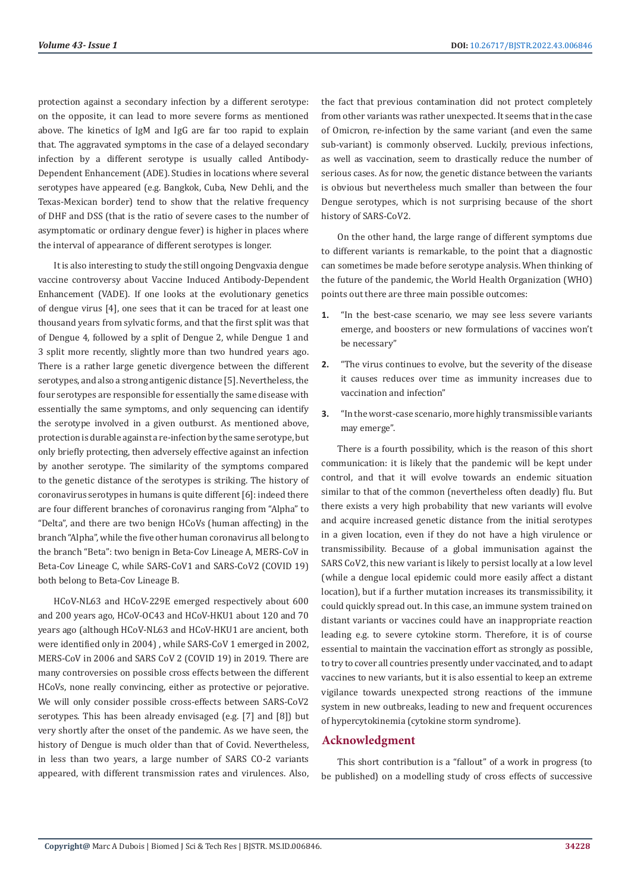protection against a secondary infection by a different serotype: on the opposite, it can lead to more severe forms as mentioned above. The kinetics of IgM and IgG are far too rapid to explain that. The aggravated symptoms in the case of a delayed secondary infection by a different serotype is usually called Antibody-Dependent Enhancement (ADE). Studies in locations where several serotypes have appeared (e.g. Bangkok, Cuba, New Dehli, and the Texas-Mexican border) tend to show that the relative frequency of DHF and DSS (that is the ratio of severe cases to the number of asymptomatic or ordinary dengue fever) is higher in places where the interval of appearance of different serotypes is longer.

It is also interesting to study the still ongoing Dengvaxia dengue vaccine controversy about Vaccine Induced Antibody-Dependent Enhancement (VADE). If one looks at the evolutionary genetics of dengue virus [4], one sees that it can be traced for at least one thousand years from sylvatic forms, and that the first split was that of Dengue 4, followed by a split of Dengue 2, while Dengue 1 and 3 split more recently, slightly more than two hundred years ago. There is a rather large genetic divergence between the different serotypes, and also a strong antigenic distance [5]. Nevertheless, the four serotypes are responsible for essentially the same disease with essentially the same symptoms, and only sequencing can identify the serotype involved in a given outburst. As mentioned above, protection is durable against a re-infection by the same serotype, but only briefly protecting, then adversely effective against an infection by another serotype. The similarity of the symptoms compared to the genetic distance of the serotypes is striking. The history of coronavirus serotypes in humans is quite different [6]: indeed there are four different branches of coronavirus ranging from "Alpha" to "Delta", and there are two benign HCoVs (human affecting) in the branch "Alpha", while the five other human coronavirus all belong to the branch "Beta": two benign in Beta-Cov Lineage A, MERS-CoV in Beta-Cov Lineage C, while SARS-CoV1 and SARS-CoV2 (COVID 19) both belong to Beta-Cov Lineage B.

HCoV-NL63 and HCoV-229E emerged respectively about 600 and 200 years ago, HCoV-OC43 and HCoV-HKU1 about 120 and 70 years ago (although HCoV-NL63 and HCoV-HKU1 are ancient, both were identified only in 2004) , while SARS-CoV 1 emerged in 2002, MERS-CoV in 2006 and SARS CoV 2 (COVID 19) in 2019. There are many controversies on possible cross effects between the different HCoVs, none really convincing, either as protective or pejorative. We will only consider possible cross-effects between SARS-CoV2 serotypes. This has been already envisaged (e.g. [7] and [8]) but very shortly after the onset of the pandemic. As we have seen, the history of Dengue is much older than that of Covid. Nevertheless, in less than two years, a large number of SARS CO-2 variants appeared, with different transmission rates and virulences. Also, the fact that previous contamination did not protect completely from other variants was rather unexpected. It seems that in the case of Omicron, re-infection by the same variant (and even the same sub-variant) is commonly observed. Luckily, previous infections, as well as vaccination, seem to drastically reduce the number of serious cases. As for now, the genetic distance between the variants is obvious but nevertheless much smaller than between the four Dengue serotypes, which is not surprising because of the short history of SARS-CoV2.

On the other hand, the large range of different symptoms due to different variants is remarkable, to the point that a diagnostic can sometimes be made before serotype analysis. When thinking of the future of the pandemic, the World Health Organization (WHO) points out there are three main possible outcomes:

1. "In the best-case scenario, we may see less severe variants emerge, and boosters or new formulations of vaccines won't be necessary"
2. "The virus continues to evolve, but the severity of the disease it causes reduces over time as immunity increases due to vaccination and infection"
3. "In the worst-case scenario, more highly transmissible variants may emerge".

There is a fourth possibility, which is the reason of this short communication: it is likely that the pandemic will be kept under control, and that it will evolve towards an endemic situation similar to that of the common (nevertheless often deadly) flu. But there exists a very high probability that new variants will evolve and acquire increased genetic distance from the initial serotypes in a given location, even if they do not have a high virulence or transmissibility. Because of a global immunisation against the SARS CoV2, this new variant is likely to persist locally at a low level (while a dengue local epidemic could more easily affect a distant location), but if a further mutation increases its transmissibility, it could quickly spread out. In this case, an immune system trained on distant variants or vaccines could have an inappropriate reaction leading e.g. to severe cytokine storm. Therefore, it is of course essential to maintain the vaccination effort as strongly as possible, to try to cover all countries presently under vaccinated, and to adapt vaccines to new variants, but it is also essential to keep an extreme vigilance towards unexpected strong reactions of the immune system in new outbreaks, leading to new and frequent occurences of hypercytokinemia (cytokine storm syndrome).

## Acknowledgment

This short contribution is a "fallout" of a work in progress (to be published) on a modelling study of cross effects of successive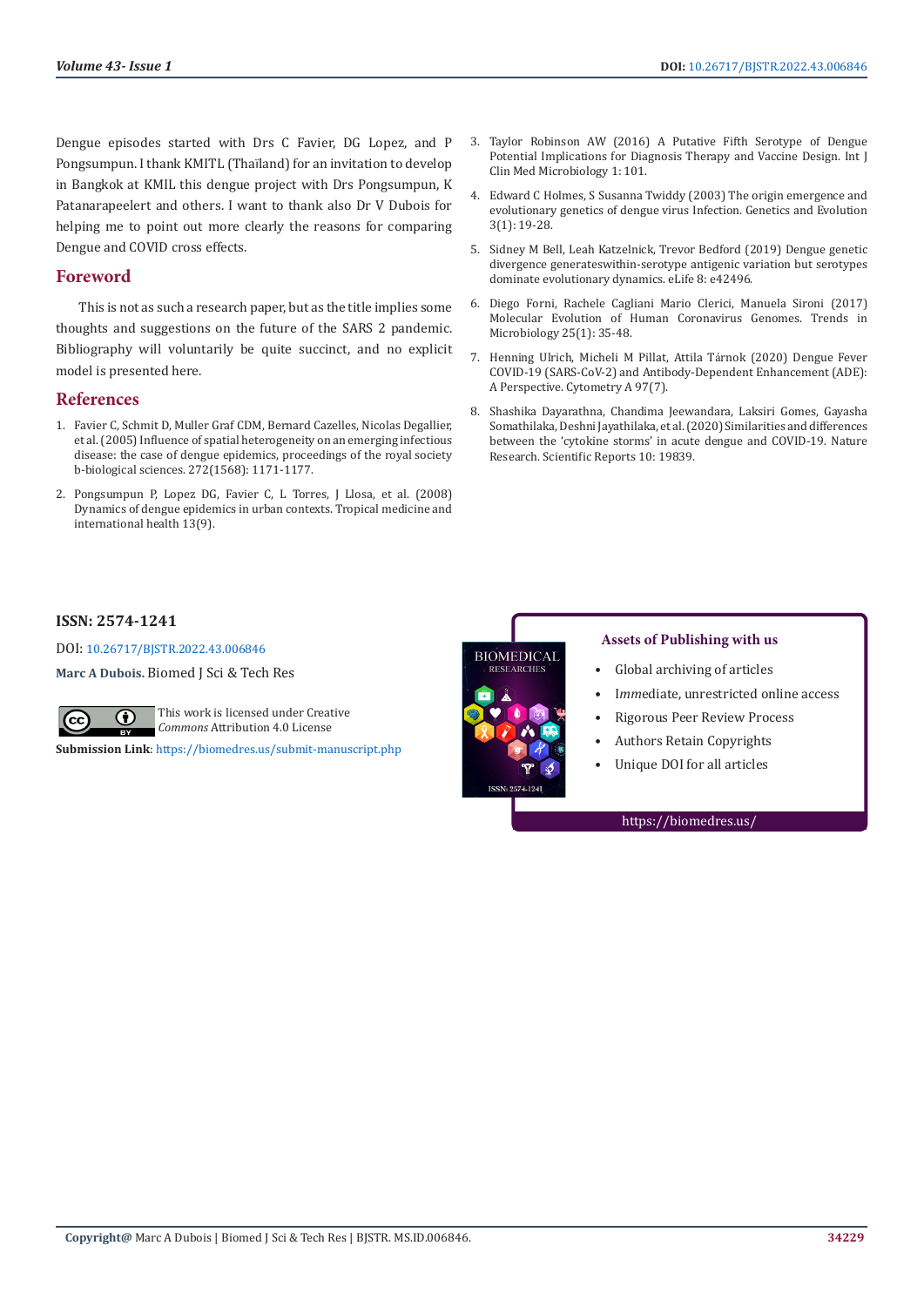Dengue episodes started with Drs C Favier, DG Lopez, and P Pongsumpun. I thank KMITL (Thaïland) for an invitation to develop in Bangkok at KMIL this dengue project with Drs Pongsumpun, K Patanarapeelert and others. I want to thank also Dr V Dubois for helping me to point out more clearly the reasons for comparing Dengue and COVID cross effects.

## Foreword

This is not as such a research paper, but as the title implies some thoughts and suggestions on the future of the SARS 2 pandemic. Bibliography will voluntarily be quite succinct, and no explicit model is presented here.

## References

1. Favier C, Schmit D, Muller Graf CDM, Bernard Cazelles, Nicolas Degallier, et al. (2005) Influence of spatial heterogeneity on an emerging infectious disease: the case of dengue epidemics, proceedings of the royal society b-biological sciences. 272(1568): 1171-1177.
2. Pongsumpun P, Lopez DG, Favier C, L Torres, J Llosa, et al. (2008) Dynamics of dengue epidemics in urban contexts. Tropical medicine and international health 13(9).
3. Taylor Robinson AW (2016) A Putative Fifth Serotype of Dengue Potential Implications for Diagnosis Therapy and Vaccine Design. Int J Clin Med Microbiology 1: 101.
4. Edward C Holmes, S Susanna Twiddy (2003) The origin emergence and evolutionary genetics of dengue virus Infection. Genetics and Evolution 3(1): 19-28.
5. Sidney M Bell, Leah Katzelnick, Trevor Bedford (2019) Dengue genetic divergence generateswithin-serotype antigenic variation but serotypes dominate evolutionary dynamics. eLife 8: e42496.
6. Diego Forni, Rachele Cagliani Mario Clerici, Manuela Sironi (2017) Molecular Evolution of Human Coronavirus Genomes. Trends in Microbiology 25(1): 35-48.
7. Henning Ulrich, Micheli M Pillat, Attila Tárnok (2020) Dengue Fever COVID-19 (SARS-CoV-2) and Antibody-Dependent Enhancement (ADE): A Perspective. Cytometry A 97(7).
8. Shashika Dayarathna, Chandima Jeewandara, Laksiri Gomes, Gayasha Somathilaka, Deshni Jayathilaka, et al. (2020) Similarities and differences between the 'cytokine storms' in acute dengue and COVID-19. Nature Research. Scientific Reports 10: 19839.

**ISSN: 2574-1241**

DOI: 10.26717/BJSTR.2022.43.006846

**Marc A Dubois.** Biomed J Sci & Tech Res

This work is licensed under Creative *Commons* Attribution 4.0 License

**Submission Link**: https://biomedres.us/submit-manuscript.php

**Assets of Publishing with us**

- Global archiving of articles
- Immediate, unrestricted online access
- Rigorous Peer Review Process
- Authors Retain Copyrights
- Unique DOI for all articles

https://biomedres.us/